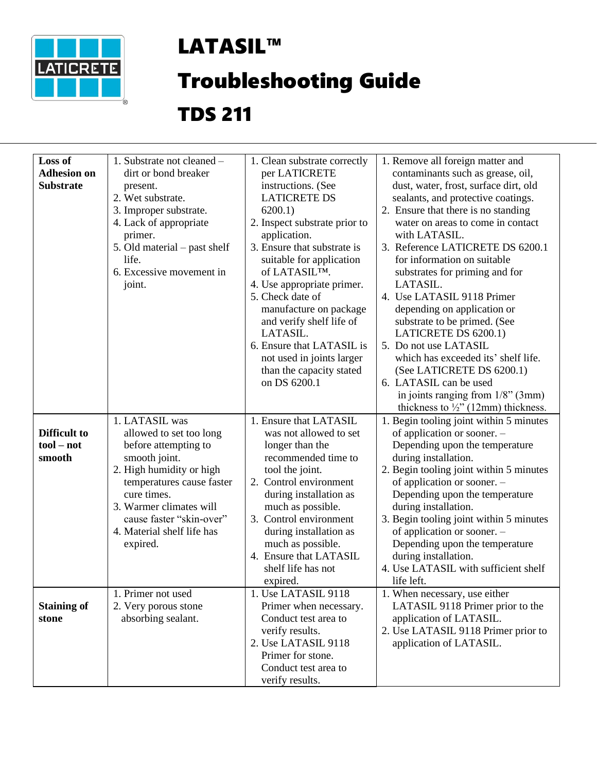# LATASIL™ Troubleshooting Guide

## TDS 211

| | | | |
|---|---|---|---|
| **Loss of Adhesion on Substrate** | 1. Substrate not cleaned – dirt or bond breaker present.<br>2. Wet substrate.<br>3. Improper substrate.<br>4. Lack of appropriate primer.<br>5. Old material – past shelf life.<br>6. Excessive movement in joint. | 1. Clean substrate correctly per LATICRETE instructions. (See LATICRETE DS 6200.1)<br>2. Inspect substrate prior to application.<br>3. Ensure that substrate is suitable for application of LATASIL™.<br>4. Use appropriate primer.<br>5. Check date of manufacture on package and verify shelf life of LATASIL.<br>6. Ensure that LATASIL is not used in joints larger than the capacity stated on DS 6200.1 | 1. Remove all foreign matter and contaminants such as grease, oil, dust, water, frost, surface dirt, old sealants, and protective coatings.<br>2. Ensure that there is no standing water on areas to come in contact with LATASIL.<br>3. Reference LATICRETE DS 6200.1 for information on suitable substrates for priming and for LATASIL.<br>4. Use LATASIL 9118 Primer depending on application or substrate to be primed. (See LATICRETE DS 6200.1)<br>5. Do not use LATASIL which has exceeded its' shelf life. (See LATICRETE DS 6200.1)<br>6. LATASIL can be used in joints ranging from 1/8" (3mm) thickness to ½" (12mm) thickness. |
| **Difficult to tool – not smooth** | 1. LATASIL was allowed to set too long before attempting to smooth joint.<br>2. High humidity or high temperatures cause faster cure times.<br>3. Warmer climates will cause faster "skin-over"<br>4. Material shelf life has expired. | 1. Ensure that LATASIL was not allowed to set longer than the recommended time to tool the joint.<br>2. Control environment during installation as much as possible.<br>3. Control environment during installation as much as possible.<br>4. Ensure that LATASIL shelf life has not expired. | 1. Begin tooling joint within 5 minutes of application or sooner. – Depending upon the temperature during installation.<br>2. Begin tooling joint within 5 minutes of application or sooner. – Depending upon the temperature during installation.<br>3. Begin tooling joint within 5 minutes of application or sooner. – Depending upon the temperature during installation.<br>4. Use LATASIL with sufficient shelf life left. |
| **Staining of stone** | 1. Primer not used<br>2. Very porous stone absorbing sealant. | 1. Use LATASIL 9118 Primer when necessary. Conduct test area to verify results.<br>2. Use LATASIL 9118 Primer for stone. Conduct test area to verify results. | 1. When necessary, use either LATASIL 9118 Primer prior to the application of LATASIL.<br>2. Use LATASIL 9118 Primer prior to application of LATASIL. |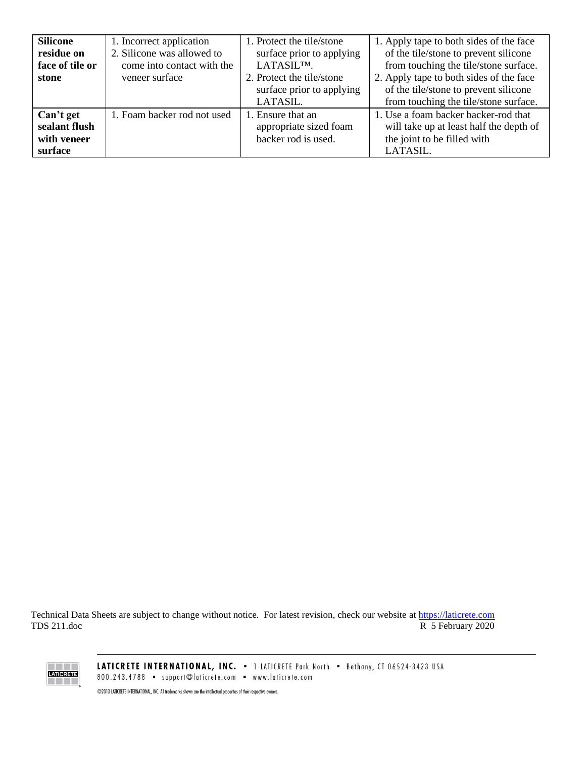| | | | |
|---|---|---|---|
| **Silicone residue on face of tile or stone** | 1. Incorrect application<br>2. Silicone was allowed to come into contact with the veneer surface | 1. Protect the tile/stone surface prior to applying LATASIL™.<br>2. Protect the tile/stone surface prior to applying LATASIL. | 1. Apply tape to both sides of the face of the tile/stone to prevent silicone from touching the tile/stone surface.<br>2. Apply tape to both sides of the face of the tile/stone to prevent silicone from touching the tile/stone surface. |
| **Can't get sealant flush with veneer surface** | 1. Foam backer rod not used | 1. Ensure that an appropriate sized foam backer rod is used. | 1. Use a foam backer backer-rod that will take up at least half the depth of the joint to be filled with LATASIL. |

Technical Data Sheets are subject to change without notice. For latest revision, check our website at https://laticrete.com

TDS 211.doc R 5 February 2020

**LATICRETE INTERNATIONAL, INC.** ▪ 1 LATICRETE Park North ▪ Bethany, CT 06524-3423 USA
800.243.4788 ▪ support@laticrete.com ▪ www.laticrete.com

©2013 LATICRETE INTERNATIONAL, INC. All trademarks shown are the intellectual properties of their respective owners.